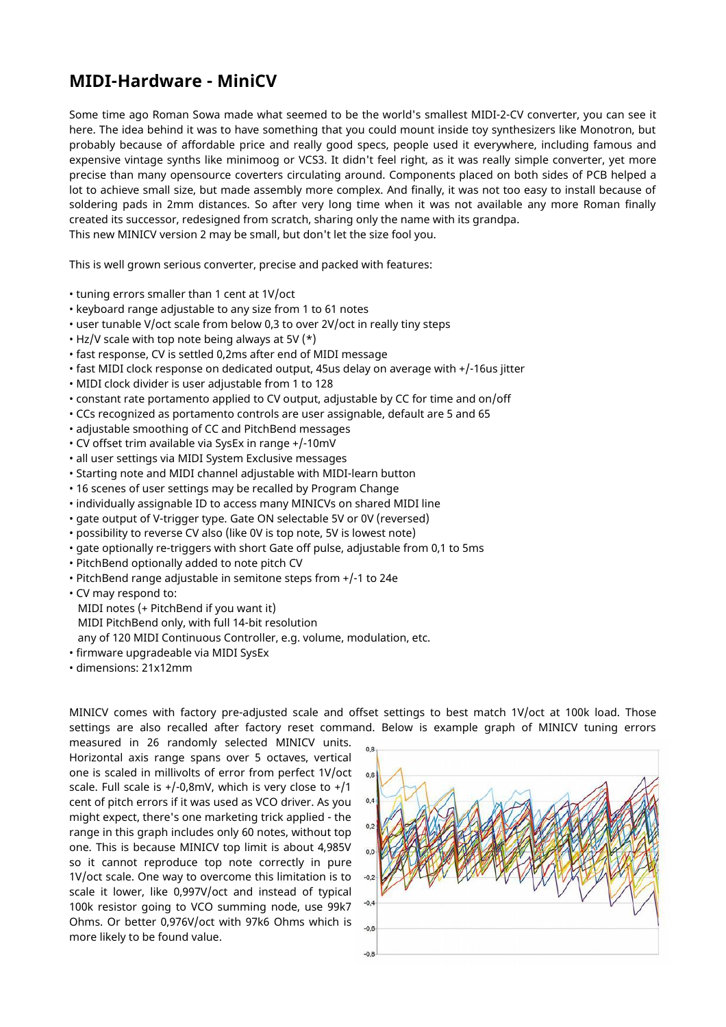# MIDI-Hardware - MiniCV

Some time ago Roman Sowa made what seemed to be the world's smallest MIDI-2-CV converter, you can see it here. The idea behind it was to have something that you could mount inside toy synthesizers like Monotron, but probably because of affordable price and really good specs, people used it everywhere, including famous and expensive vintage synths like minimoog or VCS3. It didn't feel right, as it was really simple converter, yet more precise than many opensource coverters circulating around. Components placed on both sides of PCB helped a lot to achieve small size, but made assembly more complex. And finally, it was not too easy to install because of soldering pads in 2mm distances. So after very long time when it was not available any more Roman finally created its successor, redesigned from scratch, sharing only the name with its grandpa.
This new MINICV version 2 may be small, but don't let the size fool you.

This is well grown serious converter, precise and packed with features:

- tuning errors smaller than 1 cent at 1V/oct
- keyboard range adjustable to any size from 1 to 61 notes
- user tunable V/oct scale from below 0,3 to over 2V/oct in really tiny steps
- Hz/V scale with top note being always at 5V (*)
- fast response, CV is settled 0,2ms after end of MIDI message
- fast MIDI clock response on dedicated output, 45us delay on average with +/-16us jitter
- MIDI clock divider is user adjustable from 1 to 128
- constant rate portamento applied to CV output, adjustable by CC for time and on/off
- CCs recognized as portamento controls are user assignable, default are 5 and 65
- adjustable smoothing of CC and PitchBend messages
- CV offset trim available via SysEx in range +/-10mV
- all user settings via MIDI System Exclusive messages
- Starting note and MIDI channel adjustable with MIDI-learn button
- 16 scenes of user settings may be recalled by Program Change
- individually assignable ID to access many MINICVs on shared MIDI line
- gate output of V-trigger type. Gate ON selectable 5V or 0V (reversed)
- possibility to reverse CV also (like 0V is top note, 5V is lowest note)
- gate optionally re-triggers with short Gate off pulse, adjustable from 0,1 to 5ms
- PitchBend optionally added to note pitch CV
- PitchBend range adjustable in semitone steps from +/-1 to 24e
- CV may respond to:
  MIDI notes (+ PitchBend if you want it)
  MIDI PitchBend only, with full 14-bit resolution
  any of 120 MIDI Continuous Controller, e.g. volume, modulation, etc.
- firmware upgradeable via MIDI SysEx
- dimensions: 21x12mm

MINICV comes with factory pre-adjusted scale and offset settings to best match 1V/oct at 100k load. Those settings are also recalled after factory reset command. Below is example graph of MINICV tuning errors measured in 26 randomly selected MINICV units. Horizontal axis range spans over 5 octaves, vertical one is scaled in millivolts of error from perfect 1V/oct scale. Full scale is +/-0,8mV, which is very close to +/1 cent of pitch errors if it was used as VCO driver. As you might expect, there's one marketing trick applied - the range in this graph includes only 60 notes, without top one. This is because MINICV top limit is about 4,985V so it cannot reproduce top note correctly in pure 1V/oct scale. One way to overcome this limitation is to scale it lower, like 0,997V/oct and instead of typical 100k resistor going to VCO summing node, use 99k7 Ohms. Or better 0,976V/oct with 97k6 Ohms which is more likely to be found value.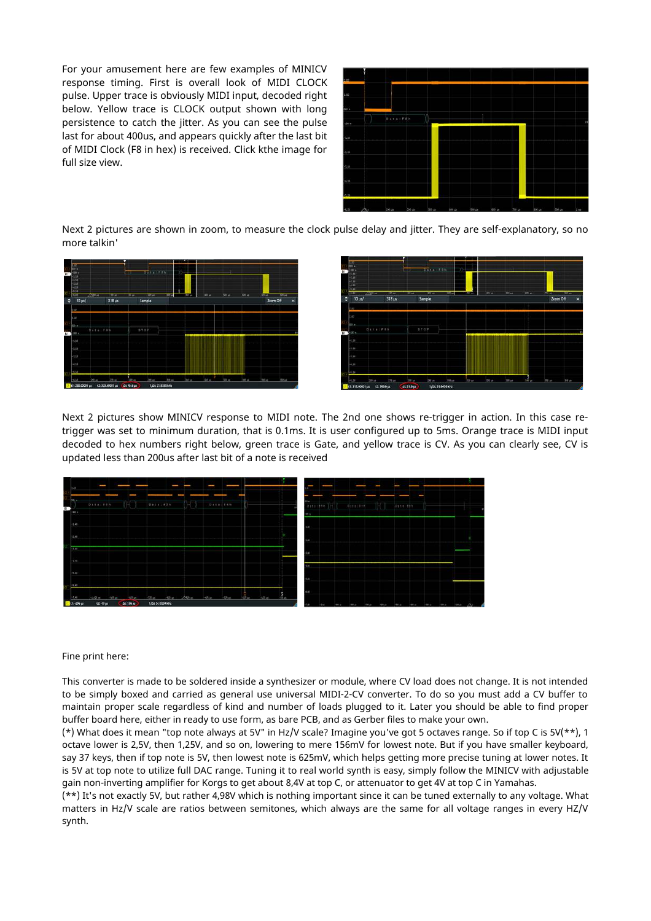For your amusement here are few examples of MINICV response timing. First is overall look of MIDI CLOCK pulse. Upper trace is obviously MIDI input, decoded right below. Yellow trace is CLOCK output shown with long persistence to catch the jitter. As you can see the pulse last for about 400us, and appears quickly after the last bit of MIDI Clock (F8 in hex) is received. Click kthe image for full size view.

Next 2 pictures are shown in zoom, to measure the clock pulse delay and jitter. They are self-explanatory, so no more talkin'

Next 2 pictures show MINICV response to MIDI note. The 2nd one shows re-trigger in action. In this case re-trigger was set to minimum duration, that is 0.1ms. It is user configured up to 5ms. Orange trace is MIDI input decoded to hex numbers right below, green trace is Gate, and yellow trace is CV. As you can clearly see, CV is updated less than 200us after last bit of a note is received

Fine print here:

This converter is made to be soldered inside a synthesizer or module, where CV load does not change. It is not intended to be simply boxed and carried as general use universal MIDI-2-CV converter. To do so you must add a CV buffer to maintain proper scale regardless of kind and number of loads plugged to it. Later you should be able to find proper buffer board here, either in ready to use form, as bare PCB, and as Gerber files to make your own.

(*) What does it mean "top note always at 5V" in Hz/V scale? Imagine you've got 5 octaves range. So if top C is 5V(**), 1 octave lower is 2,5V, then 1,25V, and so on, lowering to mere 156mV for lowest note. But if you have smaller keyboard, say 37 keys, then if top note is 5V, then lowest note is 625mV, which helps getting more precise tuning at lower notes. It is 5V at top note to utilize full DAC range. Tuning it to real world synth is easy, simply follow the MINICV with adjustable gain non-inverting amplifier for Korgs to get about 8,4V at top C, or attenuator to get 4V at top C in Yamahas.

(**) It's not exactly 5V, but rather 4,98V which is nothing important since it can be tuned externally to any voltage. What matters in Hz/V scale are ratios between semitones, which always are the same for all voltage ranges in every HZ/V synth.